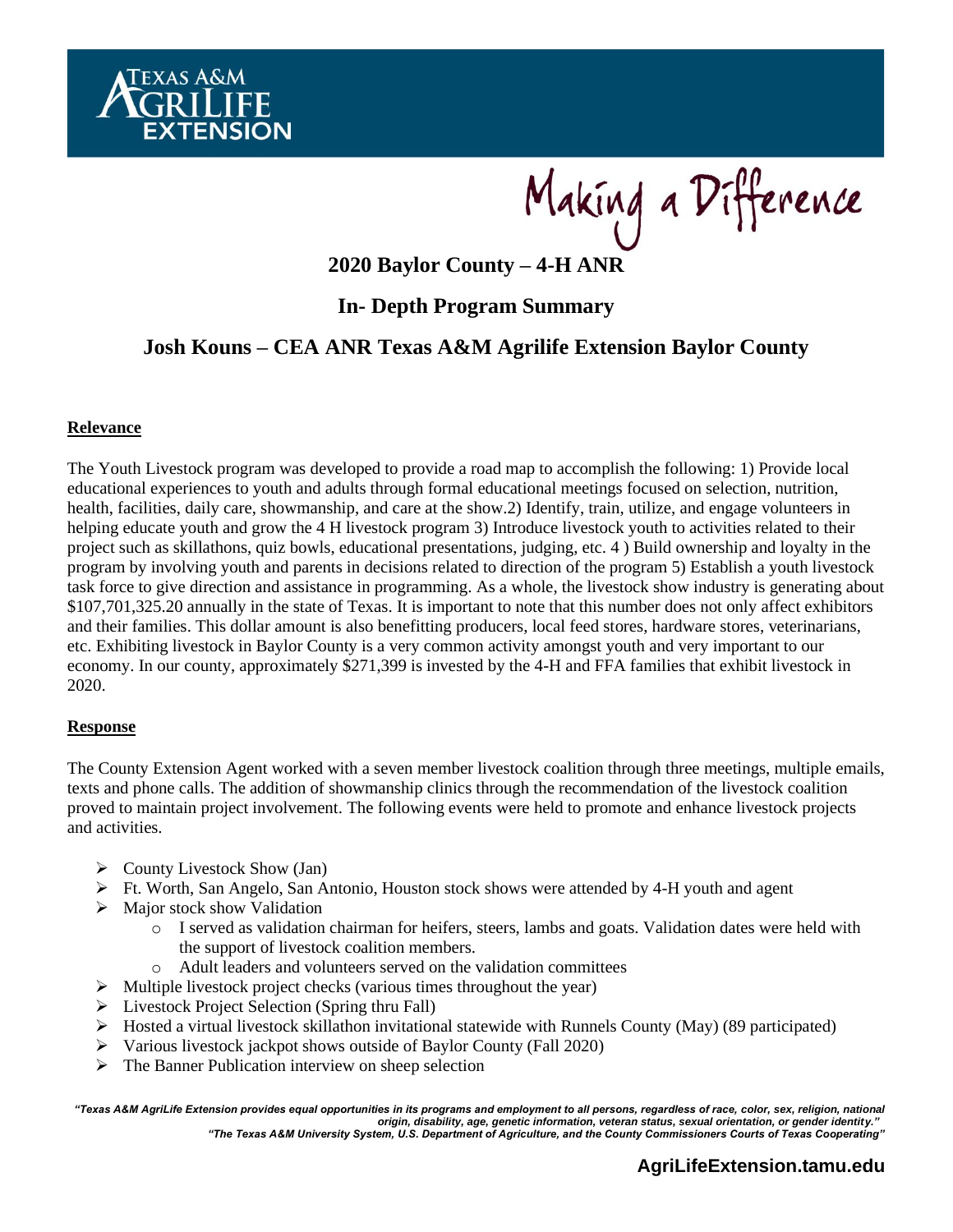Making a Difference

# 2020 Baylor County – 4-H ANR

## In- Depth Program Summary

## Josh Kouns – CEA ANR Texas A&M Agrilife Extension Baylor County

**Relevance**

The Youth Livestock program was developed to provide a road map to accomplish the following: 1) Provide local educational experiences to youth and adults through formal educational meetings focused on selection, nutrition, health, facilities, daily care, showmanship, and care at the show.2) Identify, train, utilize, and engage volunteers in helping educate youth and grow the 4 H livestock program 3) Introduce livestock youth to activities related to their project such as skillathons, quiz bowls, educational presentations, judging, etc. 4 ) Build ownership and loyalty in the program by involving youth and parents in decisions related to direction of the program 5) Establish a youth livestock task force to give direction and assistance in programming. As a whole, the livestock show industry is generating about $107,701,325.20 annually in the state of Texas. It is important to note that this number does not only affect exhibitors and their families. This dollar amount is also benefitting producers, local feed stores, hardware stores, veterinarians, etc. Exhibiting livestock in Baylor County is a very common activity amongst youth and very important to our economy. In our county, approximately $271,399 is invested by the 4-H and FFA families that exhibit livestock in 2020.

**Response**

The County Extension Agent worked with a seven member livestock coalition through three meetings, multiple emails, texts and phone calls. The addition of showmanship clinics through the recommendation of the livestock coalition proved to maintain project involvement. The following events were held to promote and enhance livestock projects and activities.

- County Livestock Show (Jan)
- Ft. Worth, San Angelo, San Antonio, Houston stock shows were attended by 4-H youth and agent
- Major stock show Validation
  - I served as validation chairman for heifers, steers, lambs and goats. Validation dates were held with the support of livestock coalition members.
  - Adult leaders and volunteers served on the validation committees
- Multiple livestock project checks (various times throughout the year)
- Livestock Project Selection (Spring thru Fall)
- Hosted a virtual livestock skillathon invitational statewide with Runnels County (May) (89 participated)
- Various livestock jackpot shows outside of Baylor County (Fall 2020)
- The Banner Publication interview on sheep selection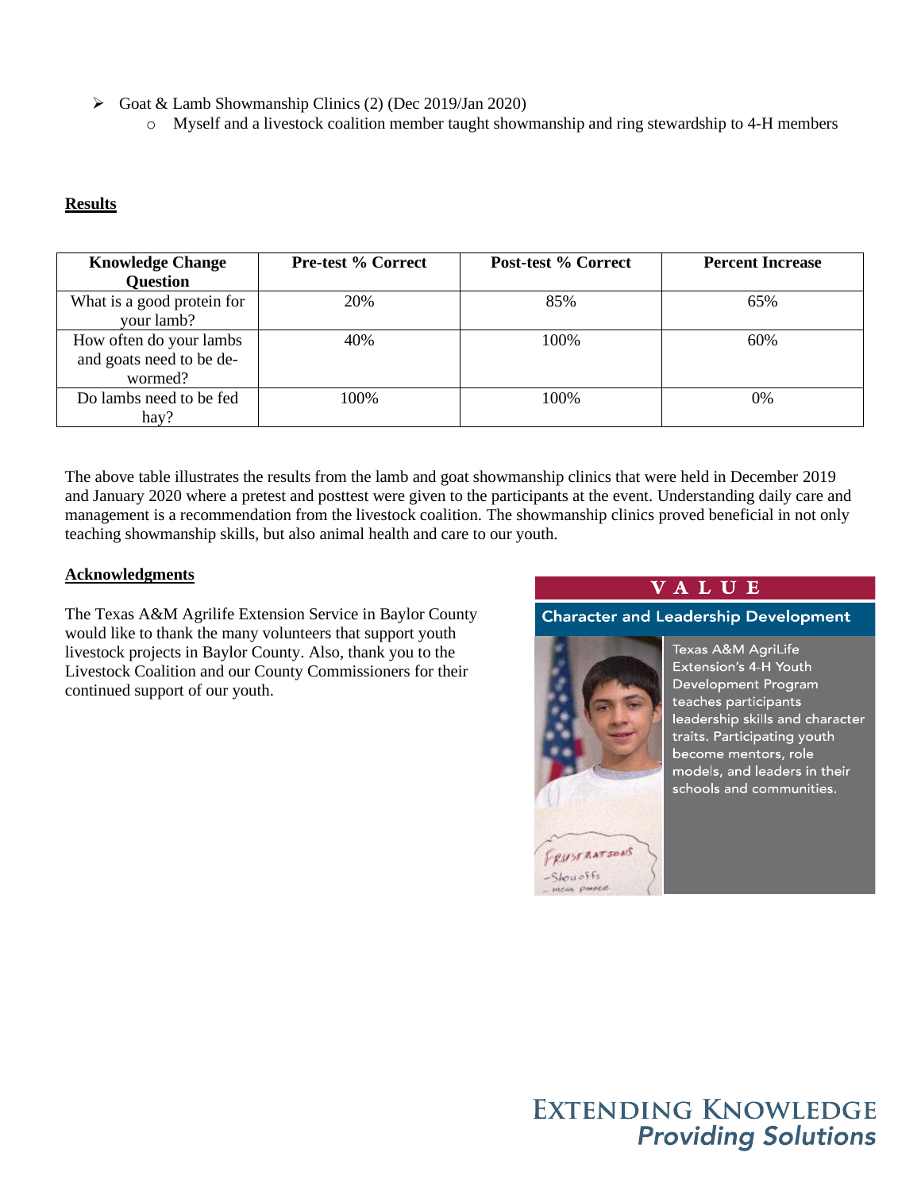- Goat & Lamb Showmanship Clinics (2) (Dec 2019/Jan 2020)
  - Myself and a livestock coalition member taught showmanship and ring stewardship to 4-H members

**Results**

| Knowledge Change Question | Pre-test % Correct | Post-test % Correct | Percent Increase |
|---|---|---|---|
| What is a good protein for your lamb? | 20% | 85% | 65% |
| How often do your lambs and goats need to be de-wormed? | 40% | 100% | 60% |
| Do lambs need to be fed hay? | 100% | 100% | 0% |

The above table illustrates the results from the lamb and goat showmanship clinics that were held in December 2019 and January 2020 where a pretest and posttest were given to the participants at the event. Understanding daily care and management is a recommendation from the livestock coalition. The showmanship clinics proved beneficial in not only teaching showmanship skills, but also animal health and care to our youth.

**Acknowledgments**

The Texas A&M Agrilife Extension Service in Baylor County would like to thank the many volunteers that support youth livestock projects in Baylor County. Also, thank you to the Livestock Coalition and our County Commissioners for their continued support of our youth.

**VALUE**

**Character and Leadership Development**

Texas A&M AgriLife Extension's 4-H Youth Development Program teaches participants leadership skills and character traits. Participating youth become mentors, role models, and leaders in their schools and communities.

EXTENDING KNOWLEDGE
*Providing Solutions*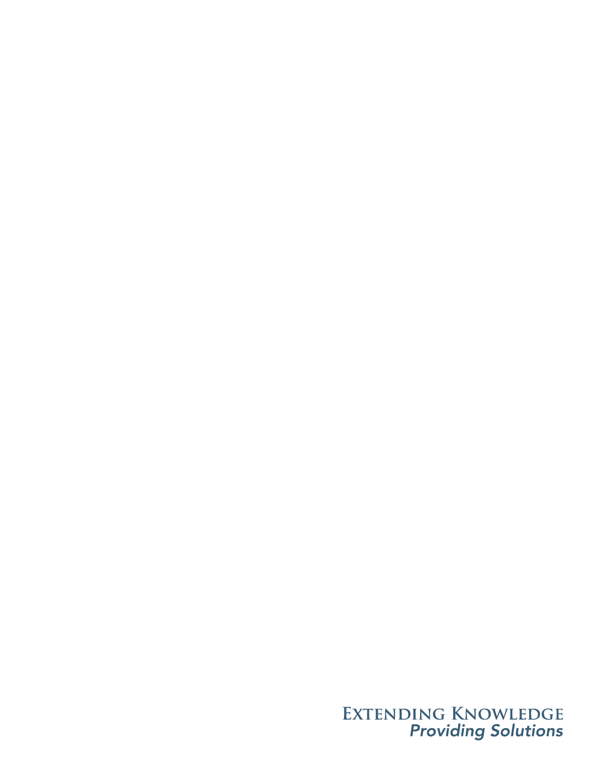Extending Knowledge
*Providing Solutions*